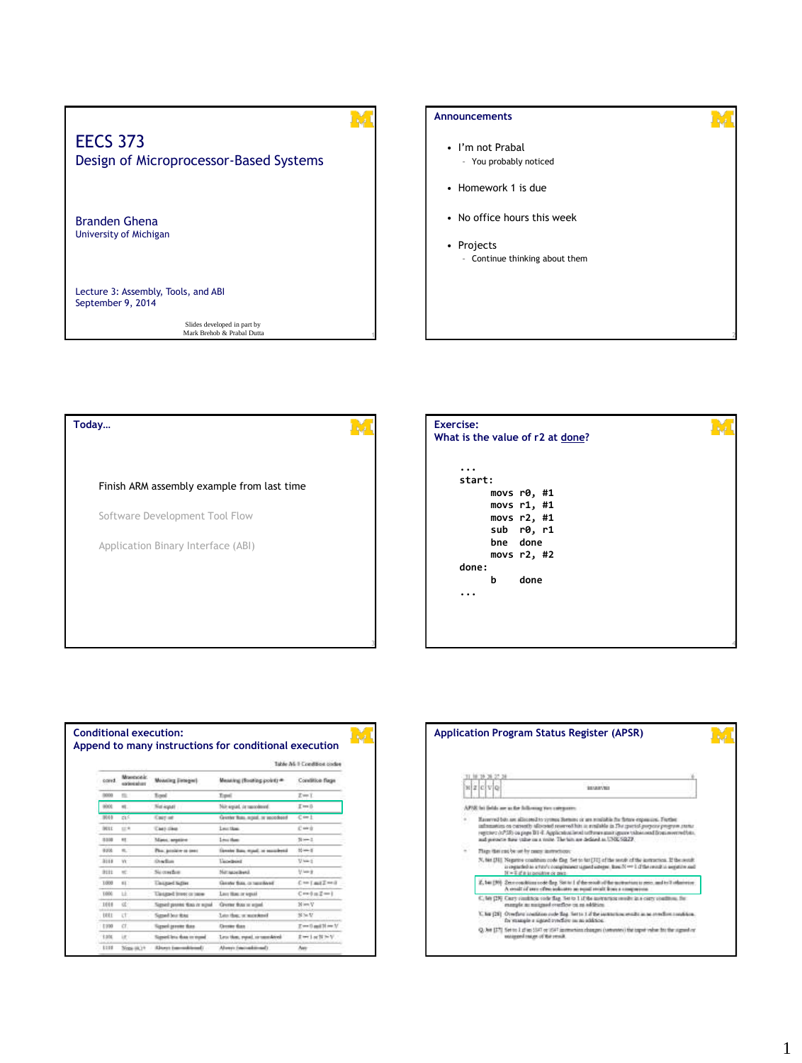# EECS 373
## Design of Microprocessor-Based Systems

Branden Ghena
University of Michigan

Lecture 3: Assembly, Tools, and ABI
September 9, 2014

Slides developed in part by
Mark Brehob & Prabal Dutta

## Announcements

- I'm not Prabal
  - You probably noticed
- Homework 1 is due
- No office hours this week
- Projects
  - Continue thinking about them

## Today…

Finish ARM assembly example from last time

Software Development Tool Flow

Application Binary Interface (ABI)

## Exercise: What is the value of r2 at done?

```
...
start:
      movs r0, #1
      movs r1, #1
      movs r2, #1
      sub  r0, r1
      bne  done
      movs r2, #2
done:
      b    done
...
```

## Conditional execution: Append to many instructions for conditional execution

## Application Program Status Register (APSR)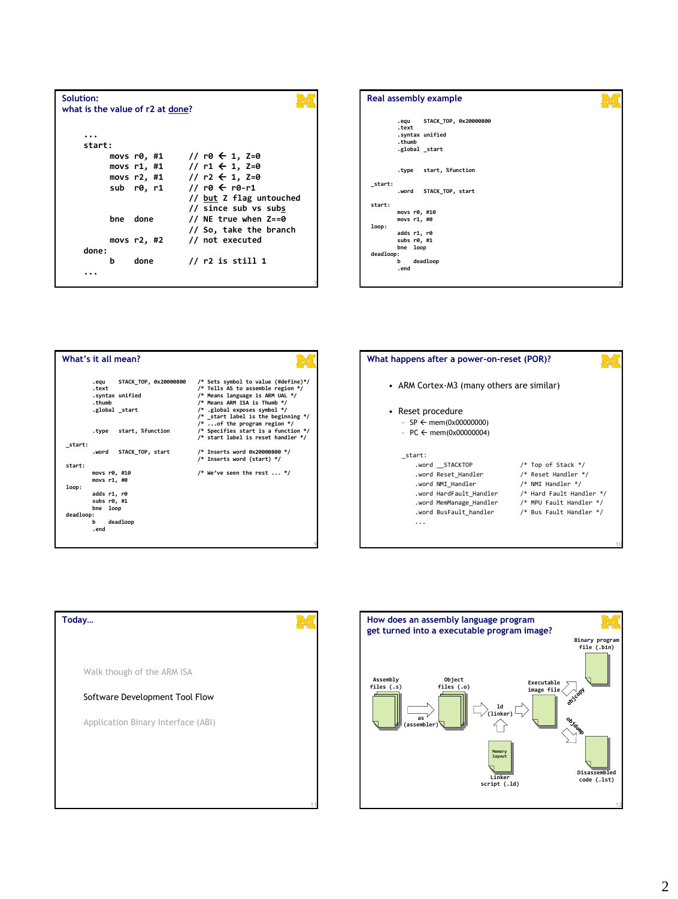## Solution: what is the value of r2 at done?

```
...
start:
        movs r0, #1       // r0 ← 1, Z=0
        movs r1, #1       // r1 ← 1, Z=0
        movs r2, #1       // r2 ← 1, Z=0
        sub  r0, r1       // r0 ← r0-r1
                          // but Z flag untouched
                          // since sub vs subs
        bne  done         // NE true when Z==0
                          // So, take the branch
        movs r2, #2       // not executed
done:
        b    done         // r2 is still 1
...
```

## Real assembly example

```
        .equ    STACK_TOP, 0x20000800
        .text
        .syntax unified
        .thumb
        .global _start


        .type   start, %function

_start:
        .word   STACK_TOP, start

start:
        movs r0, #10
        movs r1, #0
loop:
        adds r1, r0
        subs r0, #1
        bne  loop
deadloop:
        b    deadloop
        .end
```

## What's it all mean?

```
        .equ    STACK_TOP, 0x20000800   /* Sets symbol to value (#define)*/
        .text                           /* Tells AS to assemble region */
        .syntax unified                 /* Means language is ARM UAL */
        .thumb                          /* Means ARM ISA is Thumb */
        .global _start                  /* .global exposes symbol */
                                        /* _start label is the beginning */
                                        /* ...of the program region */
        .type   start, %function        /* Specifies start is a function */
                                        /* start label is reset handler */
_start:
        .word   STACK_TOP, start        /* Inserts word 0x20000800 */
                                        /* Inserts word (start) */
start:
        movs r0, #10                    /* We've seen the rest ... */
        movs r1, #0
loop:
        adds r1, r0
        subs r0, #1
        bne  loop
deadloop:
        b    deadloop
        .end
```

## What happens after a power-on-reset (POR)?

- ARM Cortex-M3 (many others are similar)
- Reset procedure
  - SP ← mem(0x00000000)
  - PC ← mem(0x00000004)

```
_start:
    .word __STACKTOP            /* Top of Stack */
    .word Reset_Handler         /* Reset Handler */
    .word NMI_Handler           /* NMI Handler */
    .word HardFault_Handler     /* Hard Fault Handler */
    .word MemManage_Handler     /* MPU Fault Handler */
    .word BusFault_handler      /* Bus Fault Handler */
    ...
```

## Today…

Walk though of the ARM ISA

Software Development Tool Flow

Application Binary Interface (ABI)

## How does an assembly language program get turned into a executable program image?

Assembly files (.s) → as (assembler) → Object files (.o) → ld (linker) [with Memory layout / Linker script (.ld)] → Executable image file → objcopy → Binary program file (.bin); Executable image file → objdump → Disassembled code (.lst)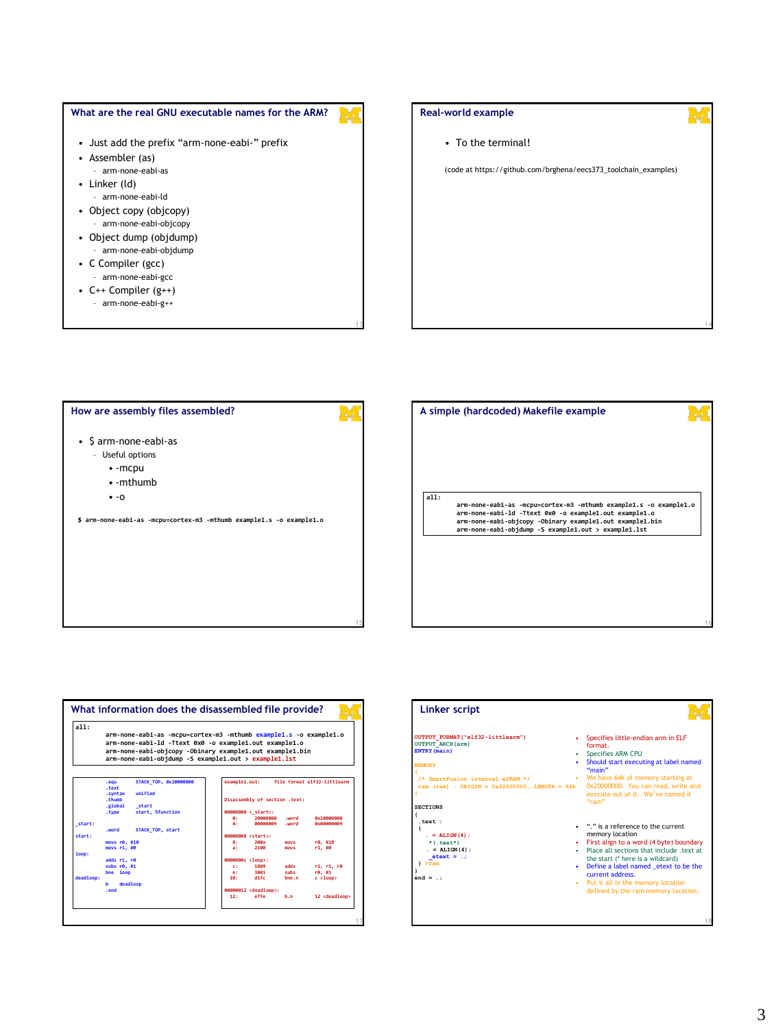## What are the real GNU executable names for the ARM?

- Just add the prefix "arm-none-eabi-" prefix
- Assembler (as)
  - arm-none-eabi-as
- Linker (ld)
  - arm-none-eabi-ld
- Object copy (objcopy)
  - arm-none-eabi-objcopy
- Object dump (objdump)
  - arm-none-eabi-objdump
- C Compiler (gcc)
  - arm-none-eabi-gcc
- C++ Compiler (g++)
  - arm-none-eabi-g++

## Real-world example

- To the terminal!

(code at https://github.com/brghena/eecs373_toolchain_examples)

## How are assembly files assembled?

- $ arm-none-eabi-as
  - Useful options
    - -mcpu
    - -mthumb
    - -o

```
$ arm-none-eabi-as -mcpu=cortex-m3 -mthumb example1.s -o example1.o
```

## A simple (hardcoded) Makefile example

```
all:
        arm-none-eabi-as -mcpu=cortex-m3 -mthumb example1.s -o example1.o
        arm-none-eabi-ld -Ttext 0x0 -o example1.out example1.o
        arm-none-eabi-objcopy -Obinary example1.out example1.bin
        arm-none-eabi-objdump -S example1.out > example1.lst
```

## What information does the disassembled file provide?

```
all:
        arm-none-eabi-as -mcpu=cortex-m3 -mthumb example1.s -o example1.o
        arm-none-eabi-ld -Ttext 0x0 -o example1.out example1.o
        arm-none-eabi-objcopy -Obinary example1.out example1.bin
        arm-none-eabi-objdump -S example1.out > example1.lst
```

```
        .equ      STACK_TOP, 0x20000800
        .text
        .syntax   unified
        .thumb
        .global   _start
        .type     start, %function

_start:
        .word     STACK_TOP, start
start:
        movs r0, #10
        movs r1, #0
loop:
        adds r1, r0
        subs r0, #1
        bne  loop
deadloop:
        b    deadloop
        .end
```

```
example1.out:     file format elf32-littlearm

Disassembly of section .text:

00000000 <_start>:
   0:   20000800    .word   0x20000800
   4:   00000009    .word   0x00000009

00000008 <start>:
   8:   200a        movs    r0, #10
   a:   2100        movs    r1, #0

0000000c <loop>:
   c:   1809        adds    r1, r1, r0
   e:   3801        subs    r0, #1
  10:   d1fc        bne.n   c <loop>

00000012 <deadloop>:
  12:   e7fe        b.n     12 <deadloop>
```

## Linker script

```
OUTPUT_FORMAT("elf32-littlearm")
OUTPUT_ARCH(arm)
ENTRY(main)

MEMORY
{
  /* SmartFusion internal eSRAM */
  ram (rwx) : ORIGIN = 0x20000000, LENGTH = 64k
}

SECTIONS
{
  .text :
  {
    . = ALIGN(4);
    *(.text*)
    . = ALIGN(4);
    _etext = .;
  } >ram
}
end = .;
```

- Specifies little-endian arm in ELF format.
- Specifies ARM CPU
- Should start executing at label named "main"
- We have 64k of memory starting at 0x20000000. You can read, write and execute out of it. We've named it "ram"
- "." is a reference to the current memory location
- First align to a word (4 byte) boundary
- Place all sections that include .text at the start (* here is a wildcard)
- Define a label named _etext to be the current address.
- Put it all in the memory location defined by the ram memory location.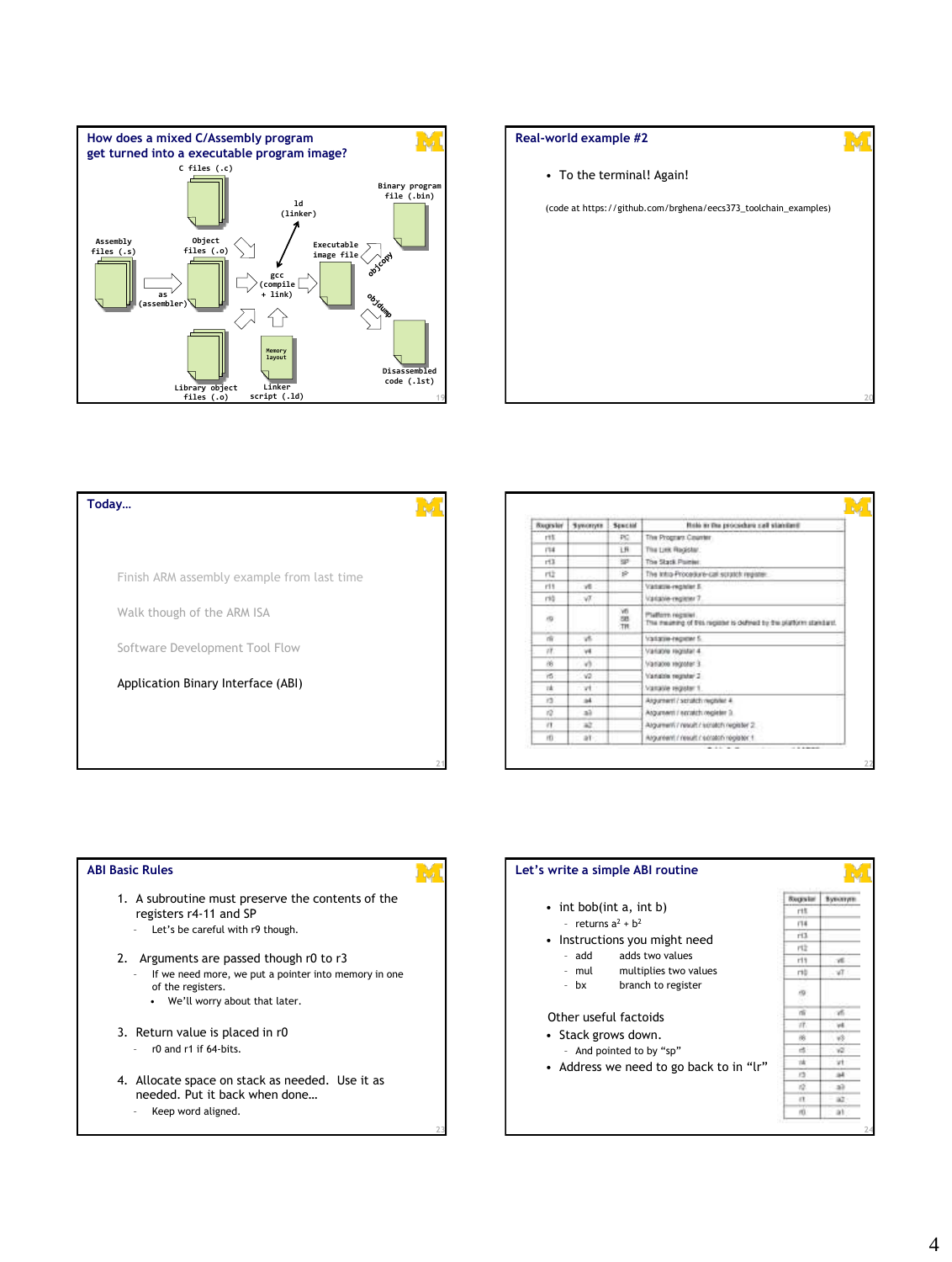## How does a mixed C/Assembly program get turned into a executable program image?

C files (.c)

Assembly files (.s) → as (assembler) → Object files (.o) → gcc (compile + link) → Executable image file

ld (linker)

Library object files (.o)

Memory layout — Linker script (.ld)

Executable image file → objcopy → Binary program file (.bin)

Executable image file → objdump → Disassembled code (.lst)

## Real-world example #2

- To the terminal! Again!

(code at https://github.com/brghena/eecs373_toolchain_examples)

## Today…

Finish ARM assembly example from last time

Walk though of the ARM ISA

Software Development Tool Flow

Application Binary Interface (ABI)

| Register | Synonym | Special | Role in the procedure call standard |
|---|---|---|---|
| r15 | | PC | The Program Counter. |
| r14 | | LR | The Link Register. |
| r13 | | SP | The Stack Pointer. |
| r12 | | IP | The Intra-Procedure-call scratch register. |
| r11 | v8 | | Variable-register 8. |
| r10 | v7 | | Variable-register 7. |
| r9 | | v6 SB TR | Platform register. The meaning of this register is defined by the platform standard. |
| r8 | v5 | | Variable-register 5. |
| r7 | v4 | | Variable register 4. |
| r6 | v3 | | Variable register 3. |
| r5 | v2 | | Variable register 2. |
| r4 | v1 | | Variable register 1. |
| r3 | a4 | | Argument / scratch register 4. |
| r2 | a3 | | Argument / scratch register 3. |
| r1 | a2 | | Argument / result / scratch register 2. |
| r0 | a1 | | Argument / result / scratch register 1. |

## ABI Basic Rules

1. A subroutine must preserve the contents of the registers r4-11 and SP
   - Let's be careful with r9 though.
2. Arguments are passed though r0 to r3
   - If we need more, we put a pointer into memory in one of the registers.
     - We'll worry about that later.
3. Return value is placed in r0
   - r0 and r1 if 64-bits.
4. Allocate space on stack as needed. Use it as needed. Put it back when done…
   - Keep word aligned.

## Let's write a simple ABI routine

- int bob(int a, int b)
  - returns $a^2 + b^2$
- Instructions you might need
  - add adds two values
  - mul multiplies two values
  - bx branch to register

Other useful factoids

- Stack grows down.
  - And pointed to by "sp"
- Address we need to go back to in "lr"

| Register | Synonym |
|---|---|
| r15 | |
| r14 | |
| r13 | |
| r12 | |
| r11 | v8 |
| r10 | v7 |
| r9 | |
| r8 | v5 |
| r7 | v4 |
| r6 | v3 |
| r5 | v2 |
| r4 | v1 |
| r3 | a4 |
| r2 | a3 |
| r1 | a2 |
| r0 | a1 |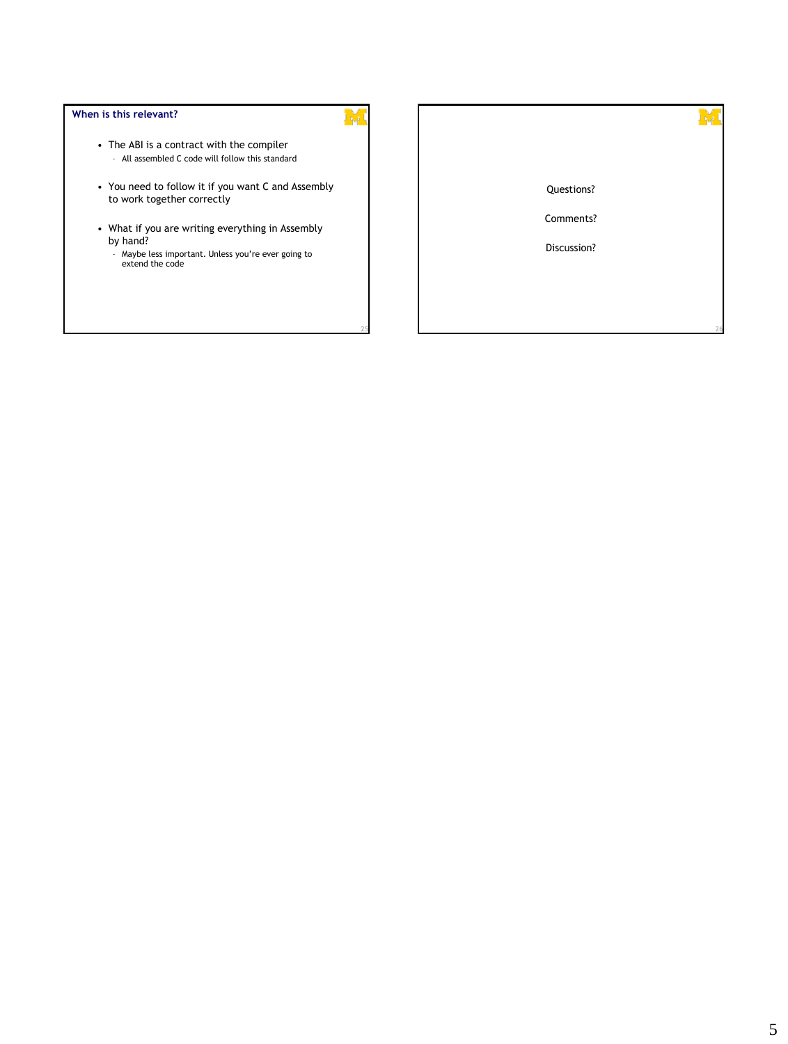## When is this relevant?

- The ABI is a contract with the compiler
  - All assembled C code will follow this standard
- You need to follow it if you want C and Assembly to work together correctly
- What if you are writing everything in Assembly by hand?
  - Maybe less important. Unless you're ever going to extend the code

---

Questions?

Comments?

Discussion?